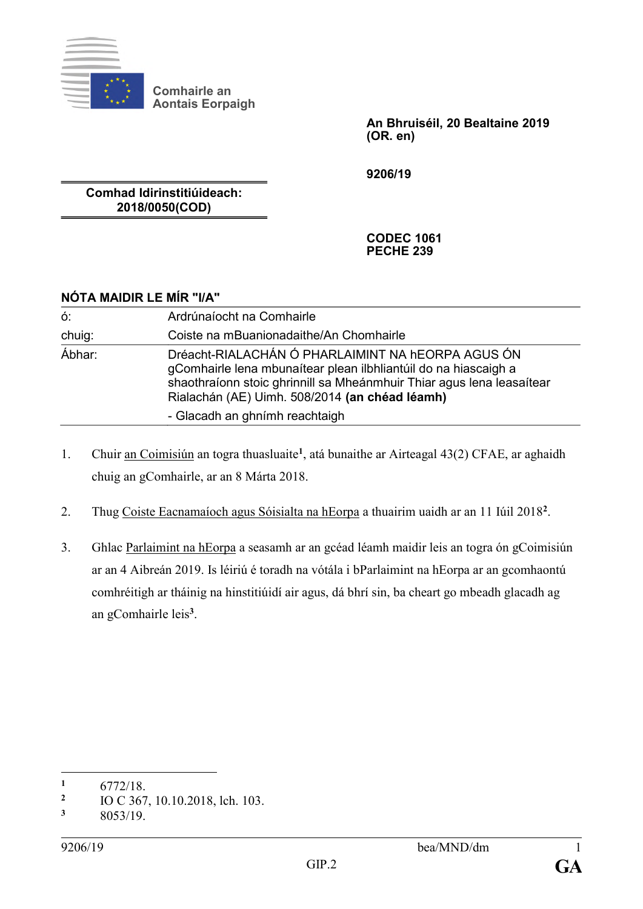Comhairle an Aontais Eorpaigh

**An Bhruiséil, 20 Bealtaine 2019 (OR. en)**

**9206/19**

**Comhad Idirinstitiúideach: 2018/0050(COD)**

**CODEC 1061**
**PECHE 239**

**NÓTA MAIDIR LE MÍR "I/A"**

| | |
|---|---|
| ó: | Ardrúnaíocht na Comhairle |
| chuig: | Coiste na mBuanionadaithe/An Chomhairle |
| Ábhar: | Dréacht-RIALACHÁN Ó PHARLAIMINT NA hEORPA AGUS ÓN gComhairle lena mbunaítear plean ilbhliantúil do na hiascaigh a shaothraíonn stoic ghrinnill sa Mheánmhuir Thiar agus lena leasaítear Rialachán (AE) Uimh. 508/2014 **(an chéad léamh)** |
| | - Glacadh an ghnímh reachtaigh |

1. Chuir an Coimisiún an togra thuasluaite[1], atá bunaithe ar Airteagal 43(2) CFAE, ar aghaidh chuig an gComhairle, ar an 8 Márta 2018.

2. Thug Coiste Eacnamaíoch agus Sóisialta na hEorpa a thuairim uaidh ar an 11 Iúil 2018[2].

3. Ghlac Parlaimint na hEorpa a seasamh ar an gcéad léamh maidir leis an togra ón gCoimisiún ar an 4 Aibreán 2019. Is léiriú é toradh na vótála i bParlaimint na hEorpa ar an gcomhaontú comhréitigh ar tháinig na hinstitiúidí air agus, dá bhrí sin, ba cheart go mbeadh glacadh ag an gComhairle leis[3].

---

[1] 6772/18.

[2] IO C 367, 10.10.2018, lch. 103.

[3] 8053/19.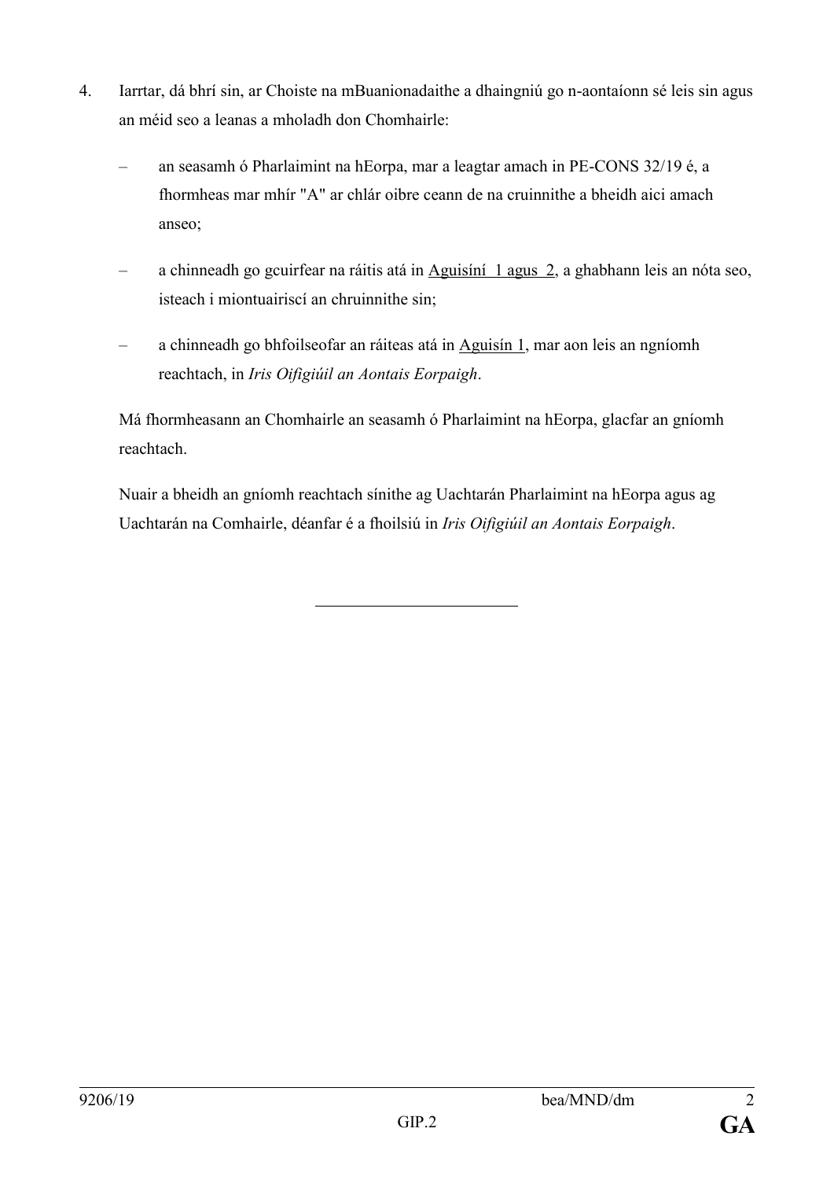4. Iarrtar, dá bhrí sin, ar Choiste na mBuanionadaithe a dhaingniú go n-aontaíonn sé leis sin agus an méid seo a leanas a mholadh don Chomhairle:

   – an seasamh ó Pharlaimint na hEorpa, mar a leagtar amach in PE-CONS 32/19 é, a fhormheas mar mhír "A" ar chlár oibre ceann de na cruinnithe a bheidh aici amach anseo;

   – a chinneadh go gcuirfear na ráitis atá in Aguisíní 1 agus 2, a ghabhann leis an nóta seo, isteach i miontuairiscí an chruinnithe sin;

   – a chinneadh go bhfoilseofar an ráiteas atá in Aguisín 1, mar aon leis an ngníomh reachtach, in *Iris Oifigiúil an Aontais Eorpaigh*.

   Má fhormheasann an Chomhairle an seasamh ó Pharlaimint na hEorpa, glacfar an gníomh reachtach.

   Nuair a bheidh an gníomh reachtach sínithe ag Uachtarán Pharlaimint na hEorpa agus ag Uachtarán na Comhairle, déanfar é a fhoilsiú in *Iris Oifigiúil an Aontais Eorpaigh*.